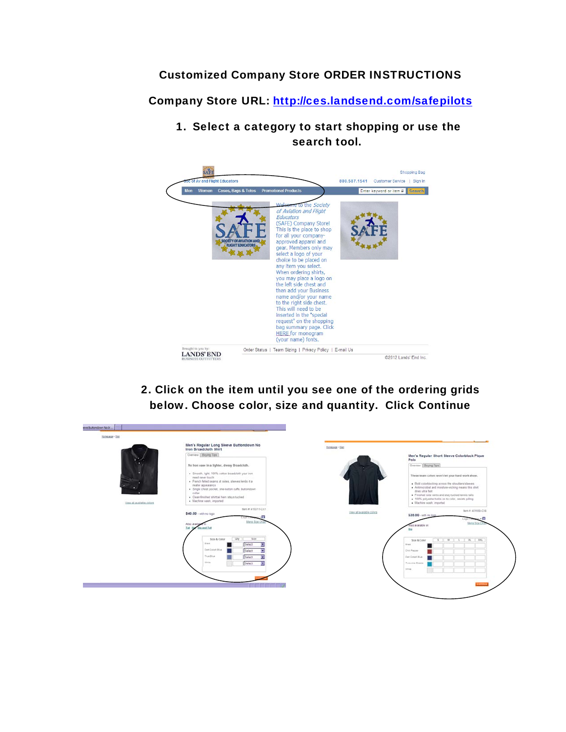# Customized Company Store ORDER INSTRUCTIONS

**Company Store URL: [http://ces.landsend.com/safepilots](http://ces.landsend.com/safepilots)**

1. **Select a category to start shopping or use the search tool.**

Soc of Av and Flight Educators

Shopping Bag

800.587.1541 Customer Service | Sign In

Men Women Cases, Bags & Totes Promotional Products

Enter keyword or item # Search

Welcome to the *Society of Aviation and Flight Educators* (SAFE) Company Store! This is the place to shop for all your company-approved apparel and gear. Members only may select a logo of your choice to be placed on any item you select. When ordering shirts, you may place a logo on the left side chest and then add your Business name and/or your name to the right side chest. This will need to be inserted in the "special request" on the shopping bag summary page. Click HERE for monogram (your name) fonts.

Brought to you by: LANDS' END BUSINESS OUTFITTERS

Order Status | Team Sizing | Privacy Policy | E-mail Us

©2012 Lands' End Inc.

2. **Click on the item until you see one of the ordering grids below. Choose color, size and quantity. Click Continue**

Men's Regular Long Sleeve Buttondown No Iron Broadcloth Shirt

No iron ease in a lighter, dressy Broadcloth.

- Smooth, light, 100% cotton broadcloth your iron need never touch
- French felled seams at sides, sleeves lends it a neater appearance
- Single chest pocket, one-button cuffs, buttondown collar
- Clean-finished shirttail hem stays tucked
- Machine wash, imported

$40.00 - with no logo

| Size & Color | Qty | Size |
|---|---|---|
| Black | | Select |
| Dark Cobalt Blue | | Select |
| True Blue | | Select |
| White | | Select |

Men's Regular Short Sleeve Colorblock Pique Polo

These team colors won't let your hard work show.

- Bold colorblocking across the shoulders/sleeves
- Antimicrobial and moisture-wicking means this shirt dries ultra fast
- Finished side vents and stay-tucked tennis tails
- 100% polyester holds on to color, resists pilling
- Machine wash, imported

$35.00 - with no logo

| Size & Color | S | M | L | XL | XXL |
|---|---|---|---|---|---|
| Black | | | | | |
| Chili Pepper | | | | | |
| Dark Cobalt Blue | | | | | |
| Turquoise Breeze | | | | | |
| White | | | | | |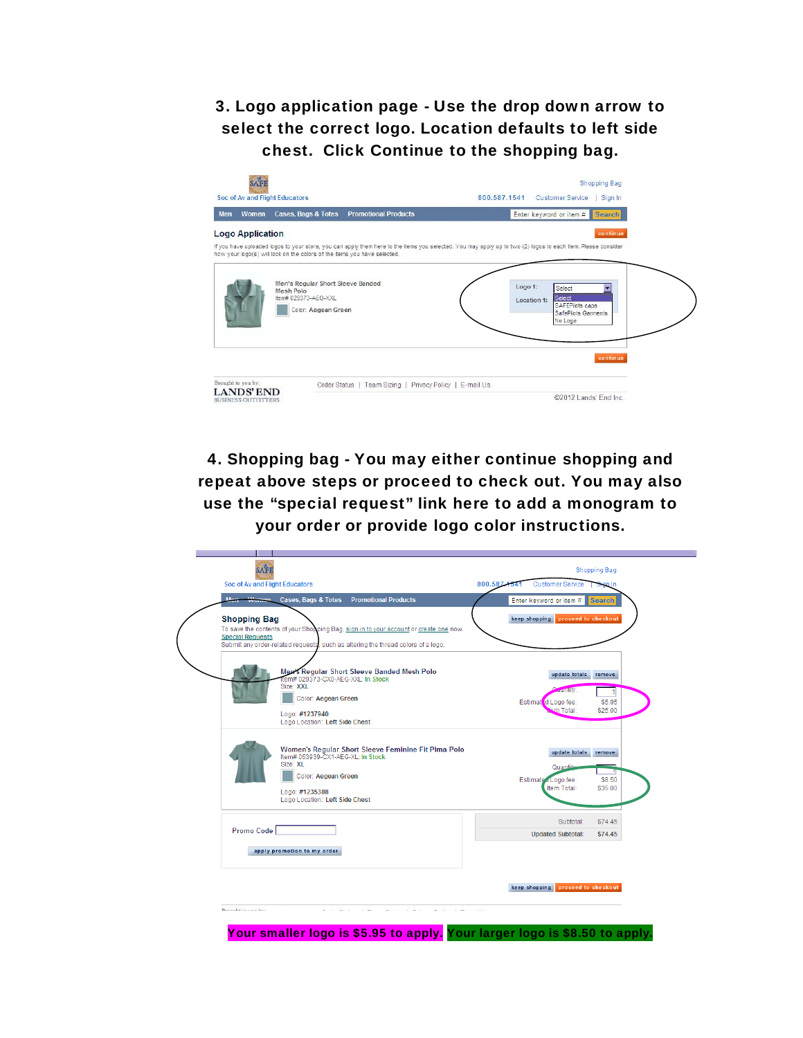3. Logo application page - Use the drop down arrow to select the correct logo. Location defaults to left side chest. Click Continue to the shopping bag.

Soc of Av and Flight Educators

Shopping Bag

800.587.1541 Customer Service | Sign In

Men Women Cases, Bags & Totes Promotional Products

Enter keyword or item # Search

Logo Application

continue

If you have uploaded logos to your store, you can apply them here to the items you selected. You may apply up to two (2) logos to each item. Please consider how your logo(s) will look on the colors of the items you have selected.

Men's Regular Short Sleeve Banded Mesh Polo
Item# 029373-AEG-XXL
Color: Aegean Green

Logo 1: Select
Location 1:

Select
SAFEPilots caps
SafePilots Garments
No Logo

continue

Brought to you by:
LANDS' END
BUSINESS OUTFITTERS

Order Status | Team Sizing | Privacy Policy | E-mail Us

©2012 Lands' End Inc.

4. Shopping bag - You may either continue shopping and repeat above steps or proceed to check out. You may also use the "special request" link here to add a monogram to your order or provide logo color instructions.

Soc of Av and Flight Educators

Shopping Bag

800.587.1541 Customer Service | Sign In

Men Women Cases, Bags & Totes Promotional Products

Enter keyword or item # Search

keep shopping proceed to checkout

Shopping Bag

To save the contents of your Shopping Bag, sign in to your account or create one now.

Special Requests

Submit any order-related requests, such as altering the thread colors of a logo.

Men's Regular Short Sleeve Banded Mesh Polo
Item# 029373-CX0-AEG-XXL In Stock
Size: XXL
Color: Aegean Green
Logo: #1237940
Logo Location: Left Side Chest

update totals remove

Quantity: 1
Estimated Logo fee: $5.95
Item Total: $25.00

Women's Regular Short Sleeve Feminine Fit Pima Polo
Item# 053939-CX1-AEG-XL In Stock
Size: XL
Color: Aegean Green
Logo: #1235388
Logo Location: Left Side Chest

update totals remove

Quantity:
Estimated Logo fee: $8.50
Item Total: $35.00

Promo Code

apply promotion to my order

Subtotal: $74.45
Updated Subtotal: $74.45

keep shopping proceed to checkout

Your smaller logo is $5.95 to apply. Your larger logo is $8.50 to apply.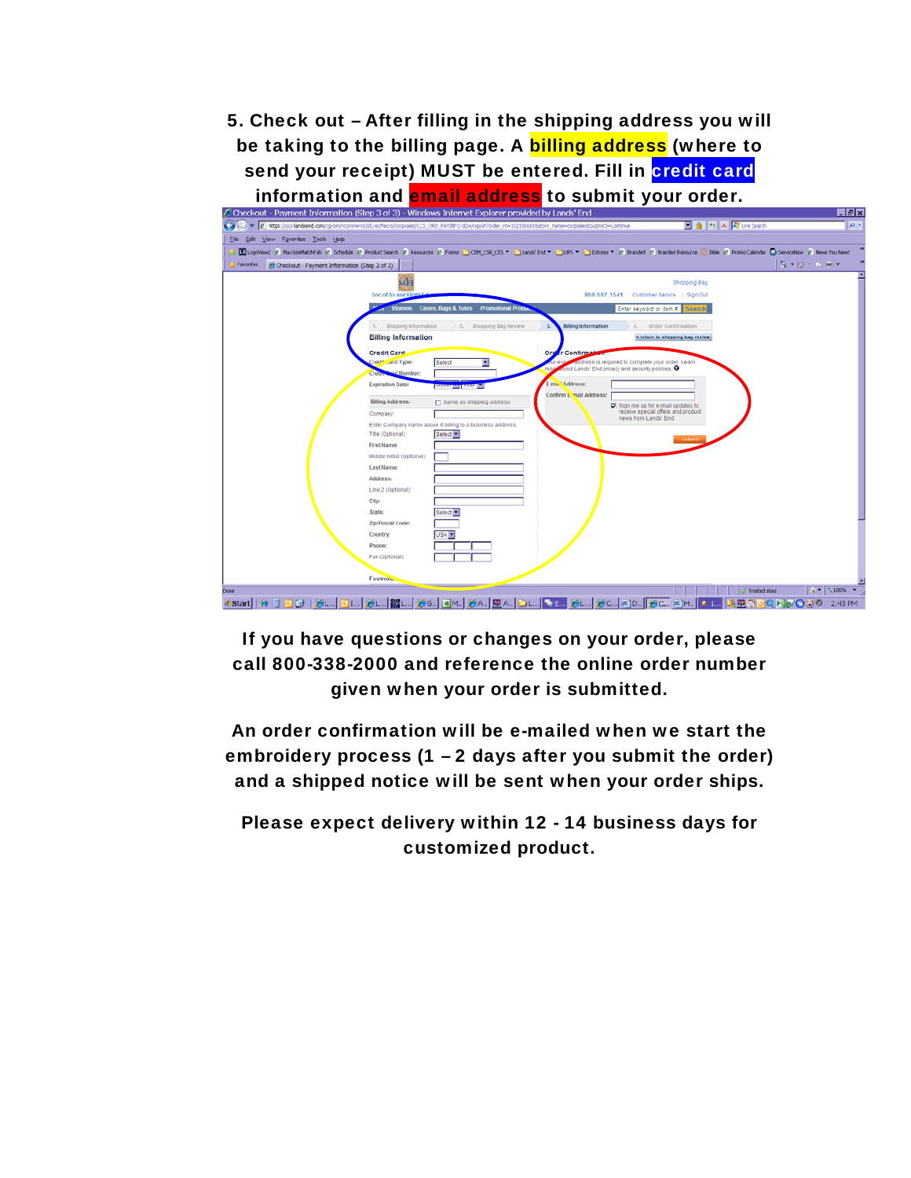5. Check out – After filling in the shipping address you will be taking to the billing page. A billing address (where to send your receipt) MUST be entered. Fill in credit card information and email address to submit your order.

If you have questions or changes on your order, please call 800-338-2000 and reference the online order number given when your order is submitted.

An order confirmation will be e-mailed when we start the embroidery process (1 – 2 days after you submit the order) and a shipped notice will be sent when your order ships.

Please expect delivery within 12 - 14 business days for customized product.